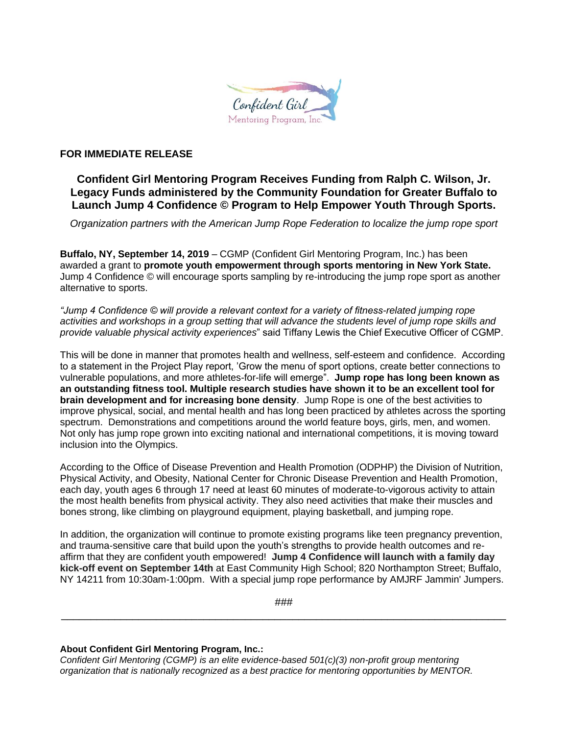**FOR IMMEDIATE RELEASE**

## Confident Girl Mentoring Program Receives Funding from Ralph C. Wilson, Jr. Legacy Funds administered by the Community Foundation for Greater Buffalo to Launch Jump 4 Confidence © Program to Help Empower Youth Through Sports.

*Organization partners with the American Jump Rope Federation to localize the jump rope sport*

**Buffalo, NY, September 14, 2019** – CGMP (Confident Girl Mentoring Program, Inc.) has been awarded a grant to **promote youth empowerment through sports mentoring in New York State.** Jump 4 Confidence © will encourage sports sampling by re-introducing the jump rope sport as another alternative to sports.

*"Jump 4 Confidence © will provide a relevant context for a variety of fitness-related jumping rope activities and workshops in a group setting that will advance the students level of jump rope skills and provide valuable physical activity experiences*" said Tiffany Lewis the Chief Executive Officer of CGMP.

This will be done in manner that promotes health and wellness, self-esteem and confidence. According to a statement in the Project Play report, 'Grow the menu of sport options, create better connections to vulnerable populations, and more athletes-for-life will emerge". **Jump rope has long been known as an outstanding fitness tool. Multiple research studies have shown it to be an excellent tool for brain development and for increasing bone density**. Jump Rope is one of the best activities to improve physical, social, and mental health and has long been practiced by athletes across the sporting spectrum. Demonstrations and competitions around the world feature boys, girls, men, and women. Not only has jump rope grown into exciting national and international competitions, it is moving toward inclusion into the Olympics.

According to the Office of Disease Prevention and Health Promotion (ODPHP) the Division of Nutrition, Physical Activity, and Obesity, National Center for Chronic Disease Prevention and Health Promotion, each day, youth ages 6 through 17 need at least 60 minutes of moderate-to-vigorous activity to attain the most health benefits from physical activity. They also need activities that make their muscles and bones strong, like climbing on playground equipment, playing basketball, and jumping rope.

In addition, the organization will continue to promote existing programs like teen pregnancy prevention, and trauma-sensitive care that build upon the youth's strengths to provide health outcomes and re-affirm that they are confident youth empowered! **Jump 4 Confidence will launch with a family day kick-off event on September 14th** at East Community High School; 820 Northampton Street; Buffalo, NY 14211 from 10:30am-1:00pm. With a special jump rope performance by AMJRF Jammin' Jumpers.

###

---

**About Confident Girl Mentoring Program, Inc.:**

*Confident Girl Mentoring (CGMP) is an elite evidence-based 501(c)(3) non-profit group mentoring organization that is nationally recognized as a best practice for mentoring opportunities by MENTOR.*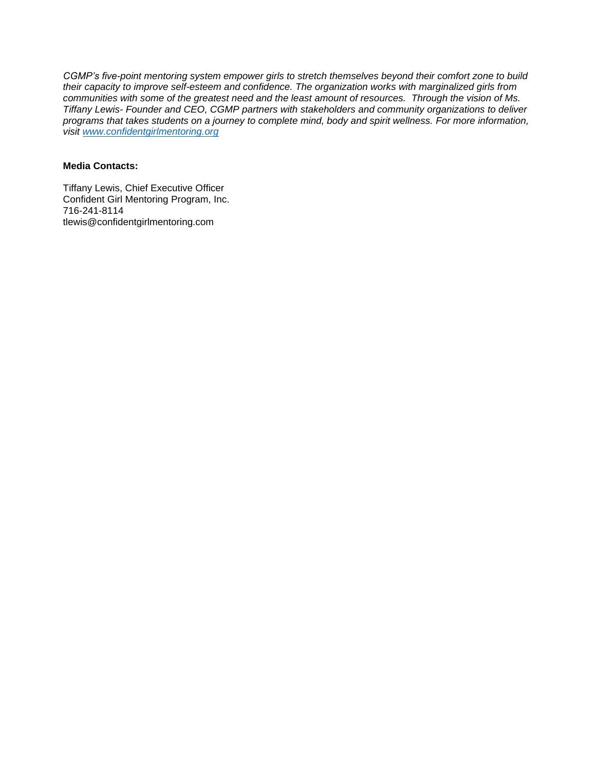*CGMP's five-point mentoring system empower girls to stretch themselves beyond their comfort zone to build their capacity to improve self-esteem and confidence. The organization works with marginalized girls from communities with some of the greatest need and the least amount of resources. Through the vision of Ms. Tiffany Lewis- Founder and CEO, CGMP partners with stakeholders and community organizations to deliver programs that takes students on a journey to complete mind, body and spirit wellness. For more information, visit [www.confidentgirlmentoring.org](http://www.confidentgirlmentoring.org)*

**Media Contacts:**

Tiffany Lewis, Chief Executive Officer
Confident Girl Mentoring Program, Inc.
716-241-8114
tlewis@confidentgirlmentoring.com